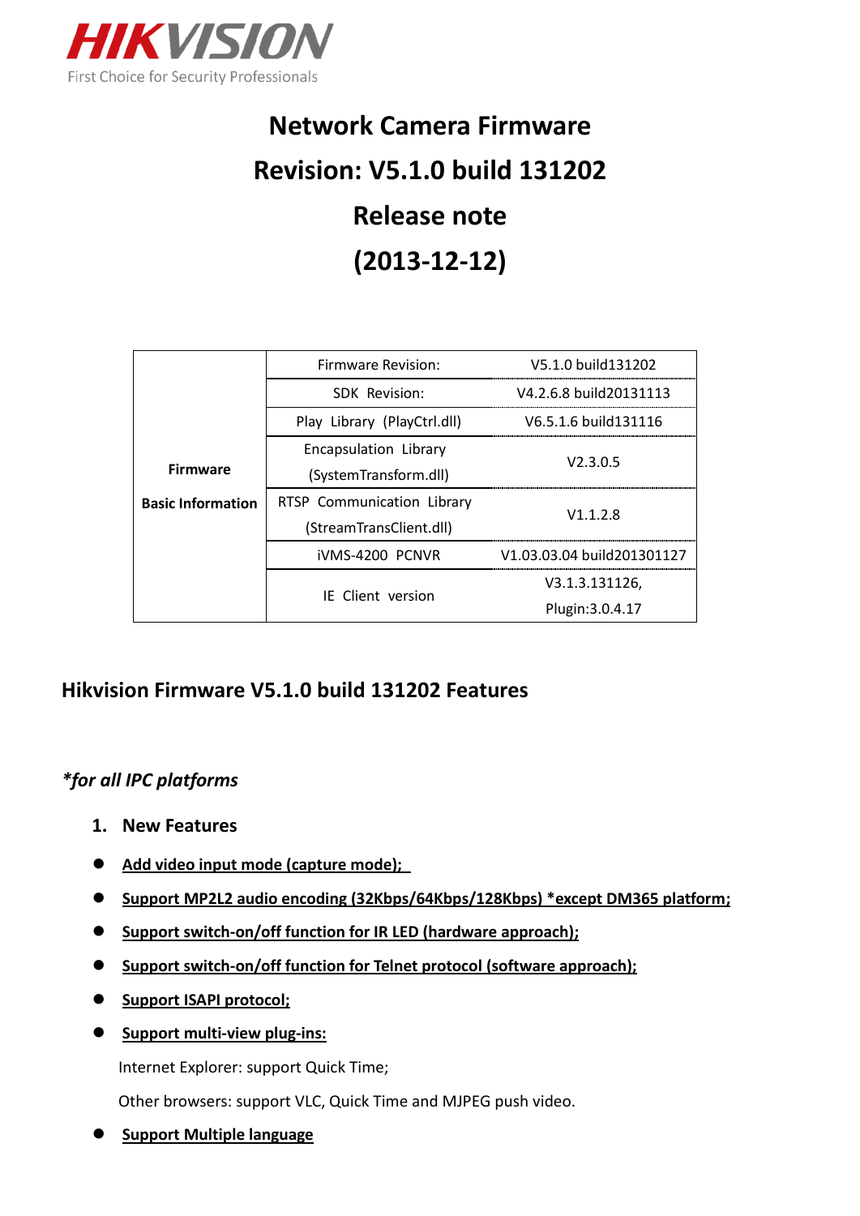HIKVISION

First Choice for Security Professionals

# Network Camera Firmware
# Revision: V5.1.0 build 131202
# Release note
# (2013-12-12)

| | | |
|---|---|---|
| **Firmware Basic Information** | Firmware Revision: | V5.1.0 build131202 |
| | SDK Revision: | V4.2.6.8 build20131113 |
| | Play Library (PlayCtrl.dll) | V6.5.1.6 build131116 |
| | Encapsulation Library (SystemTransform.dll) | V2.3.0.5 |
| | RTSP Communication Library (StreamTransClient.dll) | V1.1.2.8 |
| | iVMS-4200 PCNVR | V1.03.03.04 build201301127 |
| | IE Client version | V3.1.3.131126, Plugin:3.0.4.17 |

## Hikvision Firmware V5.1.0 build 131202 Features

### *\*for all IPC platforms*

1. **New Features**

- **Add video input mode (capture mode);**
- **Support MP2L2 audio encoding (32Kbps/64Kbps/128Kbps) *except DM365 platform;**
- **Support switch-on/off function for IR LED (hardware approach);**
- **Support switch-on/off function for Telnet protocol (software approach);**
- **Support ISAPI protocol;**
- **Support multi-view plug-ins:**

  Internet Explorer: support Quick Time;

  Other browsers: support VLC, Quick Time and MJPEG push video.
- **Support Multiple language**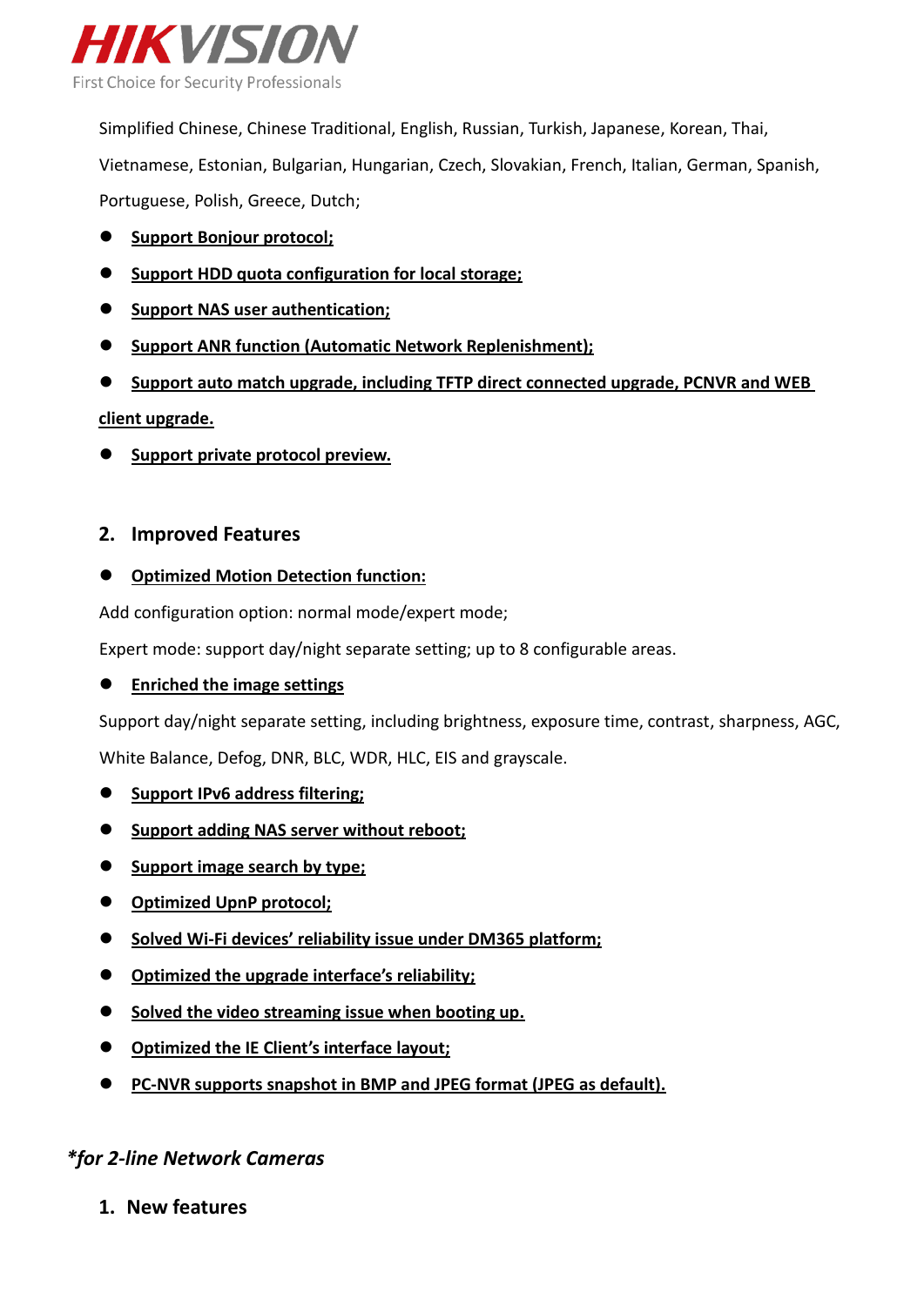Simplified Chinese, Chinese Traditional, English, Russian, Turkish, Japanese, Korean, Thai, Vietnamese, Estonian, Bulgarian, Hungarian, Czech, Slovakian, French, Italian, German, Spanish, Portuguese, Polish, Greece, Dutch;

- **Support Bonjour protocol;**
- **Support HDD quota configuration for local storage;**
- **Support NAS user authentication;**
- **Support ANR function (Automatic Network Replenishment);**
- **Support auto match upgrade, including TFTP direct connected upgrade, PCNVR and WEB client upgrade.**
- **Support private protocol preview.**

## 2. Improved Features

- **Optimized Motion Detection function:**

Add configuration option: normal mode/expert mode;

Expert mode: support day/night separate setting; up to 8 configurable areas.

- **Enriched the image settings**

Support day/night separate setting, including brightness, exposure time, contrast, sharpness, AGC, White Balance, Defog, DNR, BLC, WDR, HLC, EIS and grayscale.

- **Support IPv6 address filtering;**
- **Support adding NAS server without reboot;**
- **Support image search by type;**
- **Optimized UpnP protocol;**
- **Solved Wi-Fi devices' reliability issue under DM365 platform;**
- **Optimized the upgrade interface's reliability;**
- **Solved the video streaming issue when booting up.**
- **Optimized the IE Client's interface layout;**
- **PC-NVR supports snapshot in BMP and JPEG format (JPEG as default).**

### *\*for 2-line Network Cameras*

## 1. New features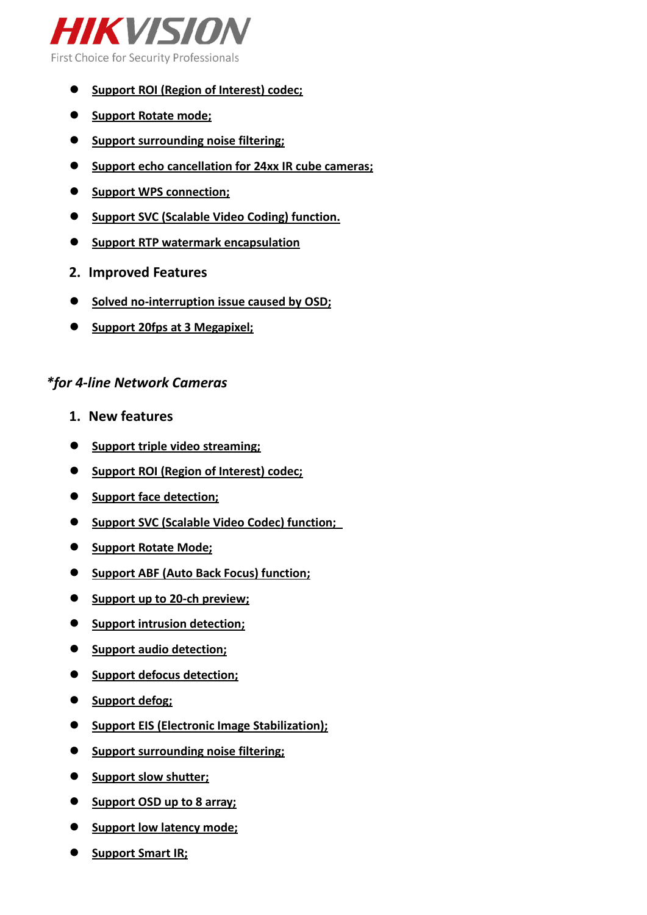- **Support ROI (Region of Interest) codec;**
- **Support Rotate mode;**
- **Support surrounding noise filtering;**
- **Support echo cancellation for 24xx IR cube cameras;**
- **Support WPS connection;**
- **Support SVC (Scalable Video Coding) function.**
- **Support RTP watermark encapsulation**

2. **Improved Features**

- **Solved no-interruption issue caused by OSD;**
- **Support 20fps at 3 Megapixel;**

***for 4-line Network Cameras***

1. **New features**

- **Support triple video streaming;**
- **Support ROI (Region of Interest) codec;**
- **Support face detection;**
- **Support SVC (Scalable Video Codec) function;**
- **Support Rotate Mode;**
- **Support ABF (Auto Back Focus) function;**
- **Support up to 20-ch preview;**
- **Support intrusion detection;**
- **Support audio detection;**
- **Support defocus detection;**
- **Support defog;**
- **Support EIS (Electronic Image Stabilization);**
- **Support surrounding noise filtering;**
- **Support slow shutter;**
- **Support OSD up to 8 array;**
- **Support low latency mode;**
- **Support Smart IR;**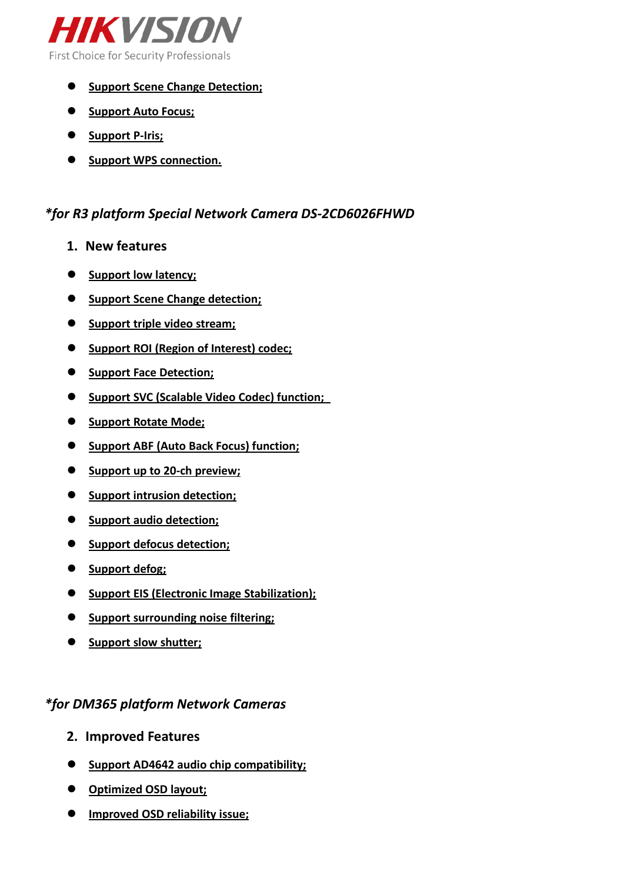- Support Scene Change Detection;
- Support Auto Focus;
- Support P-Iris;
- Support WPS connection.

*for R3 platform Special Network Camera DS-2CD6026FHWD*

1. New features

- Support low latency;
- Support Scene Change detection;
- Support triple video stream;
- Support ROI (Region of Interest) codec;
- Support Face Detection;
- Support SVC (Scalable Video Codec) function;
- Support Rotate Mode;
- Support ABF (Auto Back Focus) function;
- Support up to 20-ch preview;
- Support intrusion detection;
- Support audio detection;
- Support defocus detection;
- Support defog;
- Support EIS (Electronic Image Stabilization);
- Support surrounding noise filtering;
- Support slow shutter;

*for DM365 platform Network Cameras*

2. Improved Features

- Support AD4642 audio chip compatibility;
- Optimized OSD layout;
- Improved OSD reliability issue;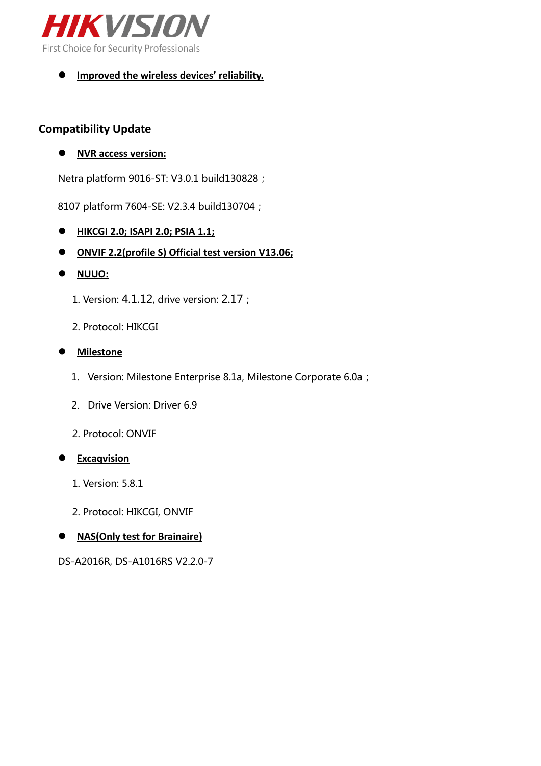- **Improved the wireless devices' reliability.**

## Compatibility Update

- **NVR access version:**

Netra platform 9016-ST: V3.0.1 build130828；

8107 platform 7604-SE: V2.3.4 build130704；

- **HIKCGI 2.0; ISAPI 2.0; PSIA 1.1;**
- **ONVIF 2.2(profile S) Official test version V13.06;**
- **NUUO:**

  1. Version: 4.1.12, drive version: 2.17；

  2. Protocol: HIKCGI

- **Milestone**

  1. Version: Milestone Enterprise 8.1a, Milestone Corporate 6.0a；

  2. Drive Version: Driver 6.9

  2. Protocol: ONVIF

- **Excaqvision**

  1. Version: 5.8.1

  2. Protocol: HIKCGI, ONVIF

- **NAS(Only test for Brainaire)**

DS-A2016R, DS-A1016RS V2.2.0-7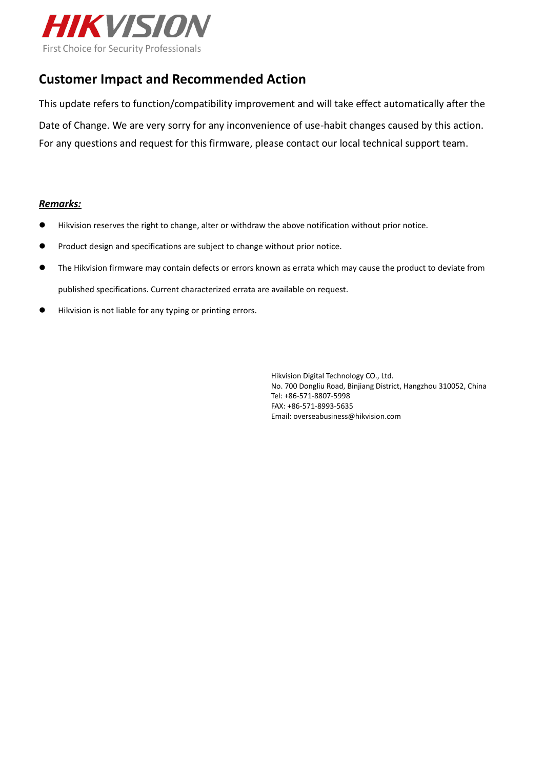## Customer Impact and Recommended Action

This update refers to function/compatibility improvement and will take effect automatically after the Date of Change. We are very sorry for any inconvenience of use-habit changes caused by this action. For any questions and request for this firmware, please contact our local technical support team.

***Remarks:***

- Hikvision reserves the right to change, alter or withdraw the above notification without prior notice.
- Product design and specifications are subject to change without prior notice.
- The Hikvision firmware may contain defects or errors known as errata which may cause the product to deviate from published specifications. Current characterized errata are available on request.
- Hikvision is not liable for any typing or printing errors.

Hikvision Digital Technology CO., Ltd.
No. 700 Dongliu Road, Binjiang District, Hangzhou 310052, China
Tel: +86-571-8807-5998
FAX: +86-571-8993-5635
Email: overseabusiness@hikvision.com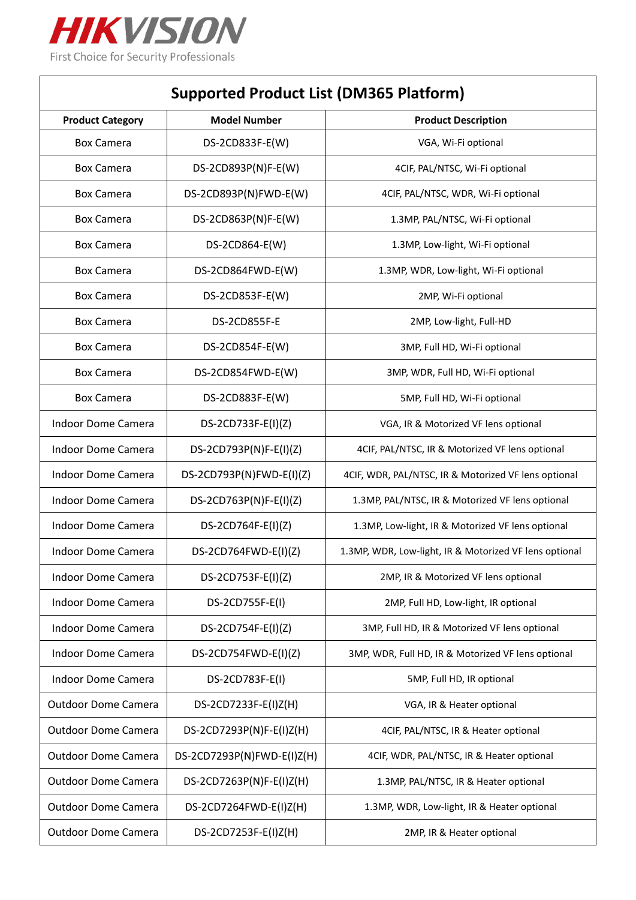# HIKVISION

First Choice for Security Professionals

| Supported Product List (DM365 Platform) | | |
|---|---|---|
| **Product Category** | **Model Number** | **Product Description** |
| Box Camera | DS-2CD833F-E(W) | VGA, Wi-Fi optional |
| Box Camera | DS-2CD893P(N)F-E(W) | 4CIF, PAL/NTSC, Wi-Fi optional |
| Box Camera | DS-2CD893P(N)FWD-E(W) | 4CIF, PAL/NTSC, WDR, Wi-Fi optional |
| Box Camera | DS-2CD863P(N)F-E(W) | 1.3MP, PAL/NTSC, Wi-Fi optional |
| Box Camera | DS-2CD864-E(W) | 1.3MP, Low-light, Wi-Fi optional |
| Box Camera | DS-2CD864FWD-E(W) | 1.3MP, WDR, Low-light, Wi-Fi optional |
| Box Camera | DS-2CD853F-E(W) | 2MP, Wi-Fi optional |
| Box Camera | DS-2CD855F-E | 2MP, Low-light, Full-HD |
| Box Camera | DS-2CD854F-E(W) | 3MP, Full HD, Wi-Fi optional |
| Box Camera | DS-2CD854FWD-E(W) | 3MP, WDR, Full HD, Wi-Fi optional |
| Box Camera | DS-2CD883F-E(W) | 5MP, Full HD, Wi-Fi optional |
| Indoor Dome Camera | DS-2CD733F-E(I)(Z) | VGA, IR & Motorized VF lens optional |
| Indoor Dome Camera | DS-2CD793P(N)F-E(I)(Z) | 4CIF, PAL/NTSC, IR & Motorized VF lens optional |
| Indoor Dome Camera | DS-2CD793P(N)FWD-E(I)(Z) | 4CIF, WDR, PAL/NTSC, IR & Motorized VF lens optional |
| Indoor Dome Camera | DS-2CD763P(N)F-E(I)(Z) | 1.3MP, PAL/NTSC, IR & Motorized VF lens optional |
| Indoor Dome Camera | DS-2CD764F-E(I)(Z) | 1.3MP, Low-light, IR & Motorized VF lens optional |
| Indoor Dome Camera | DS-2CD764FWD-E(I)(Z) | 1.3MP, WDR, Low-light, IR & Motorized VF lens optional |
| Indoor Dome Camera | DS-2CD753F-E(I)(Z) | 2MP, IR & Motorized VF lens optional |
| Indoor Dome Camera | DS-2CD755F-E(I) | 2MP, Full HD, Low-light, IR optional |
| Indoor Dome Camera | DS-2CD754F-E(I)(Z) | 3MP, Full HD, IR & Motorized VF lens optional |
| Indoor Dome Camera | DS-2CD754FWD-E(I)(Z) | 3MP, WDR, Full HD, IR & Motorized VF lens optional |
| Indoor Dome Camera | DS-2CD783F-E(I) | 5MP, Full HD, IR optional |
| Outdoor Dome Camera | DS-2CD7233F-E(I)Z(H) | VGA, IR & Heater optional |
| Outdoor Dome Camera | DS-2CD7293P(N)F-E(I)Z(H) | 4CIF, PAL/NTSC, IR & Heater optional |
| Outdoor Dome Camera | DS-2CD7293P(N)FWD-E(I)Z(H) | 4CIF, WDR, PAL/NTSC, IR & Heater optional |
| Outdoor Dome Camera | DS-2CD7263P(N)F-E(I)Z(H) | 1.3MP, PAL/NTSC, IR & Heater optional |
| Outdoor Dome Camera | DS-2CD7264FWD-E(I)Z(H) | 1.3MP, WDR, Low-light, IR & Heater optional |
| Outdoor Dome Camera | DS-2CD7253F-E(I)Z(H) | 2MP, IR & Heater optional |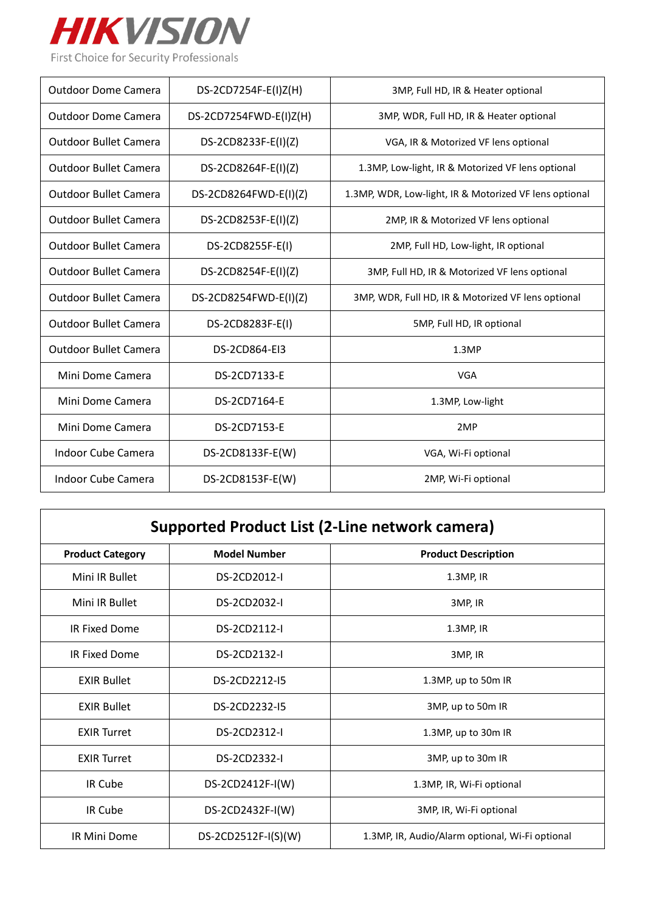| | | |
|---|---|---|
| Outdoor Dome Camera | DS-2CD7254F-E(I)Z(H) | 3MP, Full HD, IR & Heater optional |
| Outdoor Dome Camera | DS-2CD7254FWD-E(I)Z(H) | 3MP, WDR, Full HD, IR & Heater optional |
| Outdoor Bullet Camera | DS-2CD8233F-E(I)(Z) | VGA, IR & Motorized VF lens optional |
| Outdoor Bullet Camera | DS-2CD8264F-E(I)(Z) | 1.3MP, Low-light, IR & Motorized VF lens optional |
| Outdoor Bullet Camera | DS-2CD8264FWD-E(I)(Z) | 1.3MP, WDR, Low-light, IR & Motorized VF lens optional |
| Outdoor Bullet Camera | DS-2CD8253F-E(I)(Z) | 2MP, IR & Motorized VF lens optional |
| Outdoor Bullet Camera | DS-2CD8255F-E(I) | 2MP, Full HD, Low-light, IR optional |
| Outdoor Bullet Camera | DS-2CD8254F-E(I)(Z) | 3MP, Full HD, IR & Motorized VF lens optional |
| Outdoor Bullet Camera | DS-2CD8254FWD-E(I)(Z) | 3MP, WDR, Full HD, IR & Motorized VF lens optional |
| Outdoor Bullet Camera | DS-2CD8283F-E(I) | 5MP, Full HD, IR optional |
| Outdoor Bullet Camera | DS-2CD864-EI3 | 1.3MP |
| Mini Dome Camera | DS-2CD7133-E | VGA |
| Mini Dome Camera | DS-2CD7164-E | 1.3MP, Low-light |
| Mini Dome Camera | DS-2CD7153-E | 2MP |
| Indoor Cube Camera | DS-2CD8133F-E(W) | VGA, Wi-Fi optional |
| Indoor Cube Camera | DS-2CD8153F-E(W) | 2MP, Wi-Fi optional |

## Supported Product List (2-Line network camera)

| Product Category | Model Number | Product Description |
|---|---|---|
| Mini IR Bullet | DS-2CD2012-I | 1.3MP, IR |
| Mini IR Bullet | DS-2CD2032-I | 3MP, IR |
| IR Fixed Dome | DS-2CD2112-I | 1.3MP, IR |
| IR Fixed Dome | DS-2CD2132-I | 3MP, IR |
| EXIR Bullet | DS-2CD2212-I5 | 1.3MP, up to 50m IR |
| EXIR Bullet | DS-2CD2232-I5 | 3MP, up to 50m IR |
| EXIR Turret | DS-2CD2312-I | 1.3MP, up to 30m IR |
| EXIR Turret | DS-2CD2332-I | 3MP, up to 30m IR |
| IR Cube | DS-2CD2412F-I(W) | 1.3MP, IR, Wi-Fi optional |
| IR Cube | DS-2CD2432F-I(W) | 3MP, IR, Wi-Fi optional |
| IR Mini Dome | DS-2CD2512F-I(S)(W) | 1.3MP, IR, Audio/Alarm optional, Wi-Fi optional |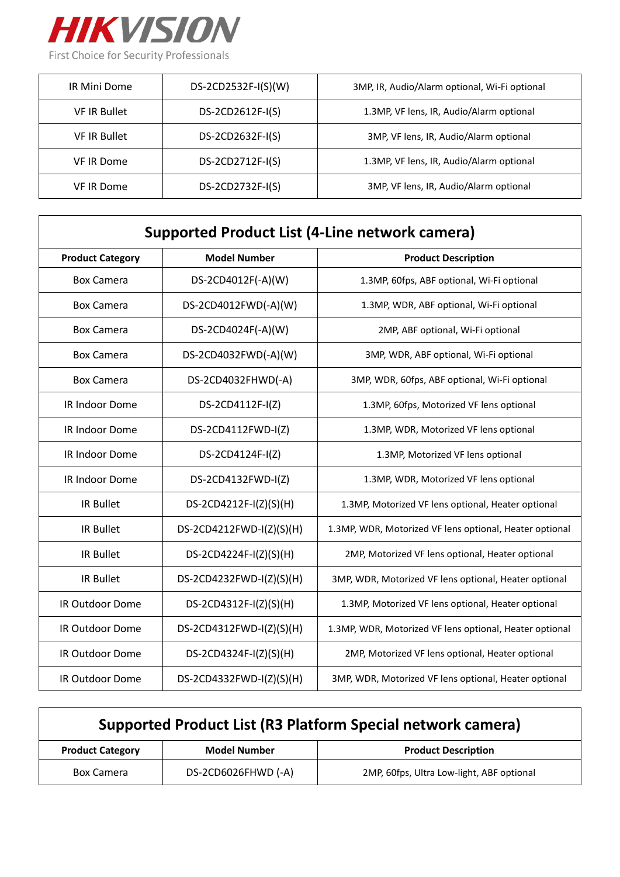| | | |
|---|---|---|
| IR Mini Dome | DS-2CD2532F-I(S)(W) | 3MP, IR, Audio/Alarm optional, Wi-Fi optional |
| VF IR Bullet | DS-2CD2612F-I(S) | 1.3MP, VF lens, IR, Audio/Alarm optional |
| VF IR Bullet | DS-2CD2632F-I(S) | 3MP, VF lens, IR, Audio/Alarm optional |
| VF IR Dome | DS-2CD2712F-I(S) | 1.3MP, VF lens, IR, Audio/Alarm optional |
| VF IR Dome | DS-2CD2732F-I(S) | 3MP, VF lens, IR, Audio/Alarm optional |

## Supported Product List (4-Line network camera)

| Product Category | Model Number | Product Description |
|---|---|---|
| Box Camera | DS-2CD4012F(-A)(W) | 1.3MP, 60fps, ABF optional, Wi-Fi optional |
| Box Camera | DS-2CD4012FWD(-A)(W) | 1.3MP, WDR, ABF optional, Wi-Fi optional |
| Box Camera | DS-2CD4024F(-A)(W) | 2MP, ABF optional, Wi-Fi optional |
| Box Camera | DS-2CD4032FWD(-A)(W) | 3MP, WDR, ABF optional, Wi-Fi optional |
| Box Camera | DS-2CD4032FHWD(-A) | 3MP, WDR, 60fps, ABF optional, Wi-Fi optional |
| IR Indoor Dome | DS-2CD4112F-I(Z) | 1.3MP, 60fps, Motorized VF lens optional |
| IR Indoor Dome | DS-2CD4112FWD-I(Z) | 1.3MP, WDR, Motorized VF lens optional |
| IR Indoor Dome | DS-2CD4124F-I(Z) | 1.3MP, Motorized VF lens optional |
| IR Indoor Dome | DS-2CD4132FWD-I(Z) | 1.3MP, WDR, Motorized VF lens optional |
| IR Bullet | DS-2CD4212F-I(Z)(S)(H) | 1.3MP, Motorized VF lens optional, Heater optional |
| IR Bullet | DS-2CD4212FWD-I(Z)(S)(H) | 1.3MP, WDR, Motorized VF lens optional, Heater optional |
| IR Bullet | DS-2CD4224F-I(Z)(S)(H) | 2MP, Motorized VF lens optional, Heater optional |
| IR Bullet | DS-2CD4232FWD-I(Z)(S)(H) | 3MP, WDR, Motorized VF lens optional, Heater optional |
| IR Outdoor Dome | DS-2CD4312F-I(Z)(S)(H) | 1.3MP, Motorized VF lens optional, Heater optional |
| IR Outdoor Dome | DS-2CD4312FWD-I(Z)(S)(H) | 1.3MP, WDR, Motorized VF lens optional, Heater optional |
| IR Outdoor Dome | DS-2CD4324F-I(Z)(S)(H) | 2MP, Motorized VF lens optional, Heater optional |
| IR Outdoor Dome | DS-2CD4332FWD-I(Z)(S)(H) | 3MP, WDR, Motorized VF lens optional, Heater optional |

## Supported Product List (R3 Platform Special network camera)

| Product Category | Model Number | Product Description |
|---|---|---|
| Box Camera | DS-2CD6026FHWD (-A) | 2MP, 60fps, Ultra Low-light, ABF optional |